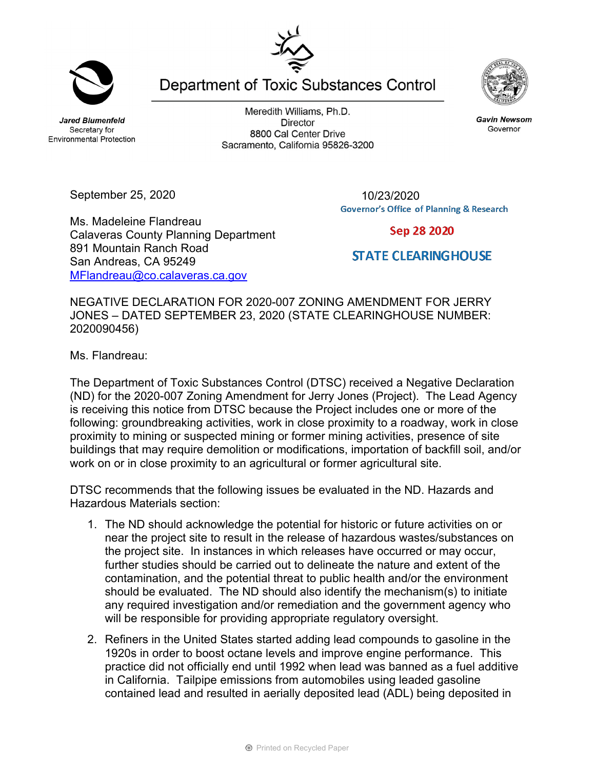# Department of Toxic Substances Control

***Jared Blumenfeld***
Secretary for
Environmental Protection

Meredith Williams, Ph.D.
Director
8800 Cal Center Drive
Sacramento, California 95826-3200

***Gavin Newsom***
Governor

September 25, 2020

10/23/2020
Governor's Office of Planning & Research

Sep 28 2020

STATE CLEARINGHOUSE

Ms. Madeleine Flandreau
Calaveras County Planning Department
891 Mountain Ranch Road
San Andreas, CA 95249
[MFlandreau@co.calaveras.ca.gov](mailto:MFlandreau@co.calaveras.ca.gov)

NEGATIVE DECLARATION FOR 2020-007 ZONING AMENDMENT FOR JERRY JONES – DATED SEPTEMBER 23, 2020 (STATE CLEARINGHOUSE NUMBER: 2020090456)

Ms. Flandreau:

The Department of Toxic Substances Control (DTSC) received a Negative Declaration (ND) for the 2020-007 Zoning Amendment for Jerry Jones (Project). The Lead Agency is receiving this notice from DTSC because the Project includes one or more of the following: groundbreaking activities, work in close proximity to a roadway, work in close proximity to mining or suspected mining or former mining activities, presence of site buildings that may require demolition or modifications, importation of backfill soil, and/or work on or in close proximity to an agricultural or former agricultural site.

DTSC recommends that the following issues be evaluated in the ND. Hazards and Hazardous Materials section:

1. The ND should acknowledge the potential for historic or future activities on or near the project site to result in the release of hazardous wastes/substances on the project site. In instances in which releases have occurred or may occur, further studies should be carried out to delineate the nature and extent of the contamination, and the potential threat to public health and/or the environment should be evaluated. The ND should also identify the mechanism(s) to initiate any required investigation and/or remediation and the government agency who will be responsible for providing appropriate regulatory oversight.

2. Refiners in the United States started adding lead compounds to gasoline in the 1920s in order to boost octane levels and improve engine performance. This practice did not officially end until 1992 when lead was banned as a fuel additive in California. Tailpipe emissions from automobiles using leaded gasoline contained lead and resulted in aerially deposited lead (ADL) being deposited in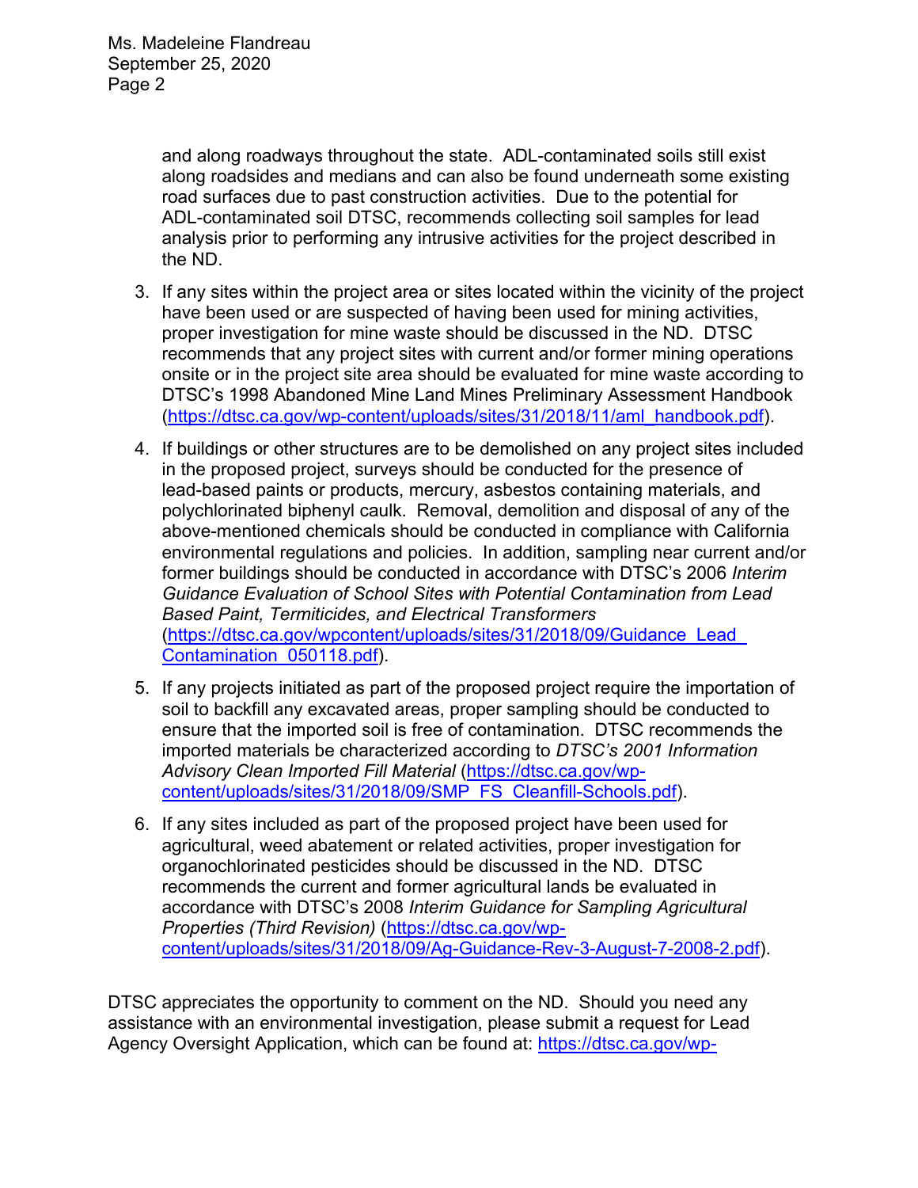and along roadways throughout the state. ADL-contaminated soils still exist along roadsides and medians and can also be found underneath some existing road surfaces due to past construction activities. Due to the potential for ADL-contaminated soil DTSC, recommends collecting soil samples for lead analysis prior to performing any intrusive activities for the project described in the ND.

3. If any sites within the project area or sites located within the vicinity of the project have been used or are suspected of having been used for mining activities, proper investigation for mine waste should be discussed in the ND. DTSC recommends that any project sites with current and/or former mining operations onsite or in the project site area should be evaluated for mine waste according to DTSC's 1998 Abandoned Mine Land Mines Preliminary Assessment Handbook (https://dtsc.ca.gov/wp-content/uploads/sites/31/2018/11/aml_handbook.pdf).

4. If buildings or other structures are to be demolished on any project sites included in the proposed project, surveys should be conducted for the presence of lead-based paints or products, mercury, asbestos containing materials, and polychlorinated biphenyl caulk. Removal, demolition and disposal of any of the above-mentioned chemicals should be conducted in compliance with California environmental regulations and policies. In addition, sampling near current and/or former buildings should be conducted in accordance with DTSC's 2006 *Interim Guidance Evaluation of School Sites with Potential Contamination from Lead Based Paint, Termiticides, and Electrical Transformers* (https://dtsc.ca.gov/wpcontent/uploads/sites/31/2018/09/Guidance_Lead_Contamination_050118.pdf).

5. If any projects initiated as part of the proposed project require the importation of soil to backfill any excavated areas, proper sampling should be conducted to ensure that the imported soil is free of contamination. DTSC recommends the imported materials be characterized according to *DTSC's 2001 Information Advisory Clean Imported Fill Material* (https://dtsc.ca.gov/wp-content/uploads/sites/31/2018/09/SMP_FS_Cleanfill-Schools.pdf).

6. If any sites included as part of the proposed project have been used for agricultural, weed abatement or related activities, proper investigation for organochlorinated pesticides should be discussed in the ND. DTSC recommends the current and former agricultural lands be evaluated in accordance with DTSC's 2008 *Interim Guidance for Sampling Agricultural Properties (Third Revision)* (https://dtsc.ca.gov/wp-content/uploads/sites/31/2018/09/Ag-Guidance-Rev-3-August-7-2008-2.pdf).

DTSC appreciates the opportunity to comment on the ND. Should you need any assistance with an environmental investigation, please submit a request for Lead Agency Oversight Application, which can be found at: https://dtsc.ca.gov/wp-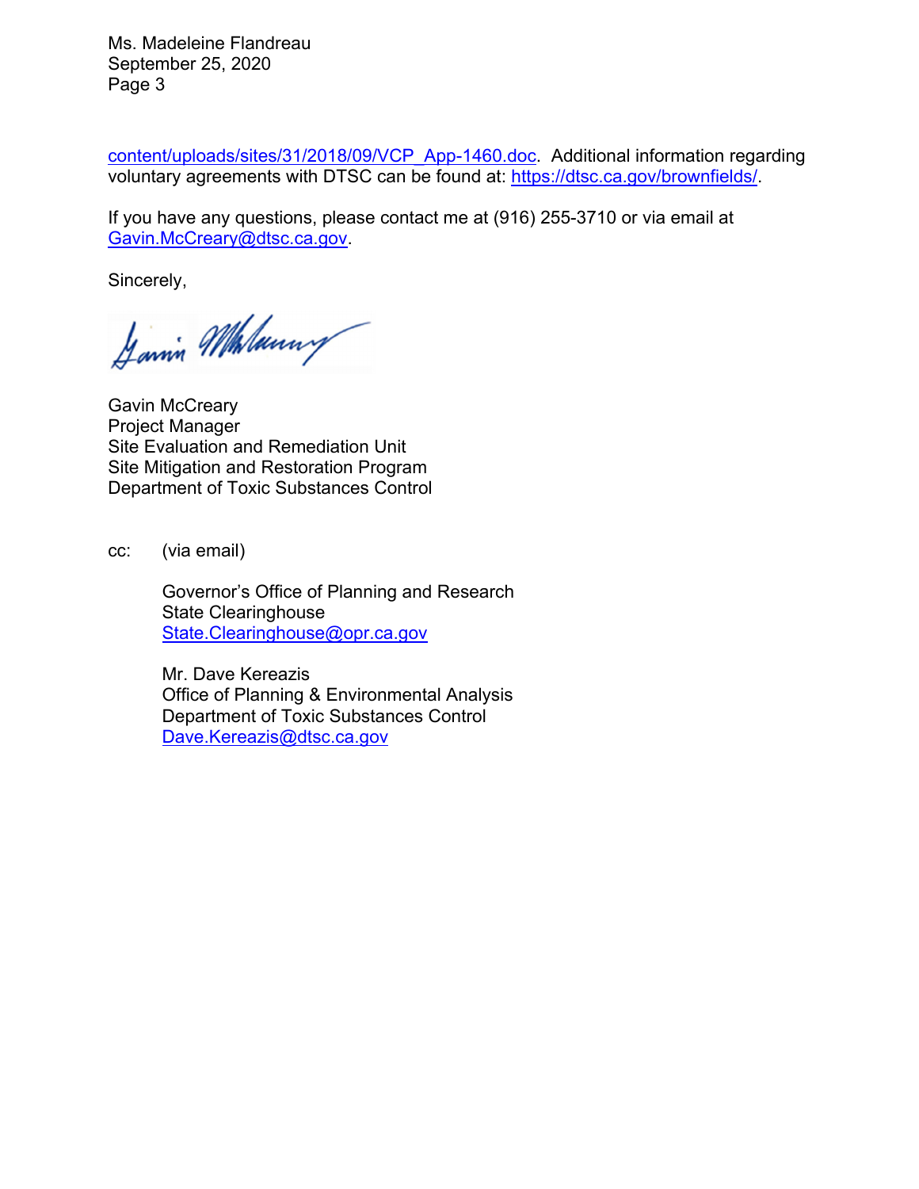content/uploads/sites/31/2018/09/VCP_App-1460.doc. Additional information regarding voluntary agreements with DTSC can be found at: https://dtsc.ca.gov/brownfields/.

If you have any questions, please contact me at (916) 255-3710 or via email at Gavin.McCreary@dtsc.ca.gov.

Sincerely,

Gavin McCreary
Project Manager
Site Evaluation and Remediation Unit
Site Mitigation and Restoration Program
Department of Toxic Substances Control

cc: (via email)

Governor's Office of Planning and Research
State Clearinghouse
State.Clearinghouse@opr.ca.gov

Mr. Dave Kereazis
Office of Planning & Environmental Analysis
Department of Toxic Substances Control
Dave.Kereazis@dtsc.ca.gov